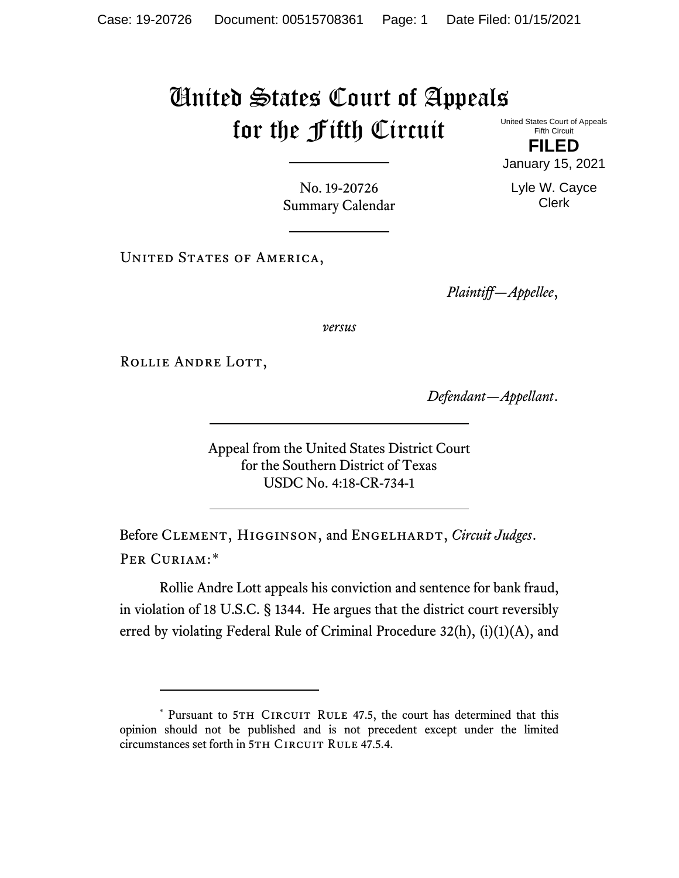# United States Court of Appeals for the Fifth Circuit

United States Court of Appeals
Fifth Circuit

**FILED**

January 15, 2021

Lyle W. Cayce
Clerk

No. 19-20726
Summary Calendar

United States of America,

*Plaintiff—Appellee*,

*versus*

Rollie Andre Lott,

*Defendant—Appellant*.

Appeal from the United States District Court
for the Southern District of Texas
USDC No. 4:18-CR-734-1

Before Clement, Higginson, and Engelhardt, *Circuit Judges*.

Per Curiam:*

Rollie Andre Lott appeals his conviction and sentence for bank fraud, in violation of 18 U.S.C. § 1344. He argues that the district court reversibly erred by violating Federal Rule of Criminal Procedure 32(h), (i)(1)(A), and

---

* Pursuant to 5th Circuit Rule 47.5, the court has determined that this opinion should not be published and is not precedent except under the limited circumstances set forth in 5th Circuit Rule 47.5.4.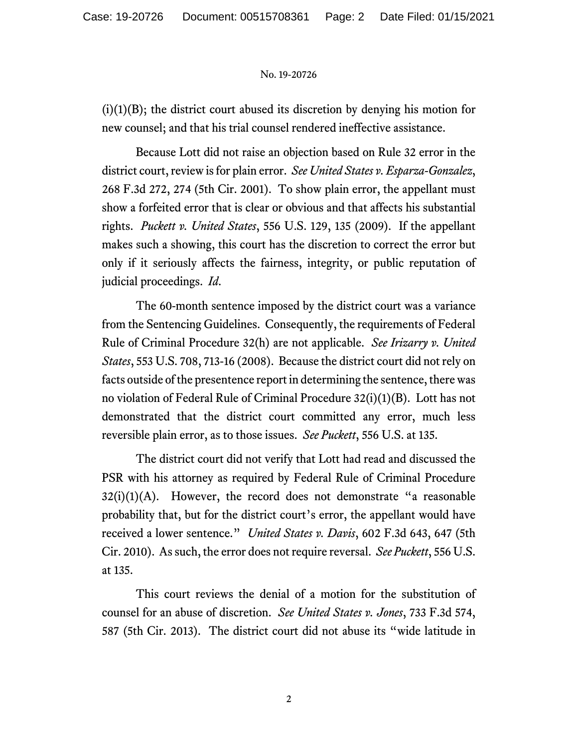(i)(1)(B); the district court abused its discretion by denying his motion for new counsel; and that his trial counsel rendered ineffective assistance.

Because Lott did not raise an objection based on Rule 32 error in the district court, review is for plain error. *See United States v. Esparza-Gonzalez*, 268 F.3d 272, 274 (5th Cir. 2001). To show plain error, the appellant must show a forfeited error that is clear or obvious and that affects his substantial rights. *Puckett v. United States*, 556 U.S. 129, 135 (2009). If the appellant makes such a showing, this court has the discretion to correct the error but only if it seriously affects the fairness, integrity, or public reputation of judicial proceedings. *Id.*

The 60-month sentence imposed by the district court was a variance from the Sentencing Guidelines. Consequently, the requirements of Federal Rule of Criminal Procedure 32(h) are not applicable. *See Irizarry v. United States*, 553 U.S. 708, 713-16 (2008). Because the district court did not rely on facts outside of the presentence report in determining the sentence, there was no violation of Federal Rule of Criminal Procedure 32(i)(1)(B). Lott has not demonstrated that the district court committed any error, much less reversible plain error, as to those issues. *See Puckett*, 556 U.S. at 135.

The district court did not verify that Lott had read and discussed the PSR with his attorney as required by Federal Rule of Criminal Procedure 32(i)(1)(A). However, the record does not demonstrate "a reasonable probability that, but for the district court's error, the appellant would have received a lower sentence." *United States v. Davis*, 602 F.3d 643, 647 (5th Cir. 2010). As such, the error does not require reversal. *See Puckett*, 556 U.S. at 135.

This court reviews the denial of a motion for the substitution of counsel for an abuse of discretion. *See United States v. Jones*, 733 F.3d 574, 587 (5th Cir. 2013). The district court did not abuse its "wide latitude in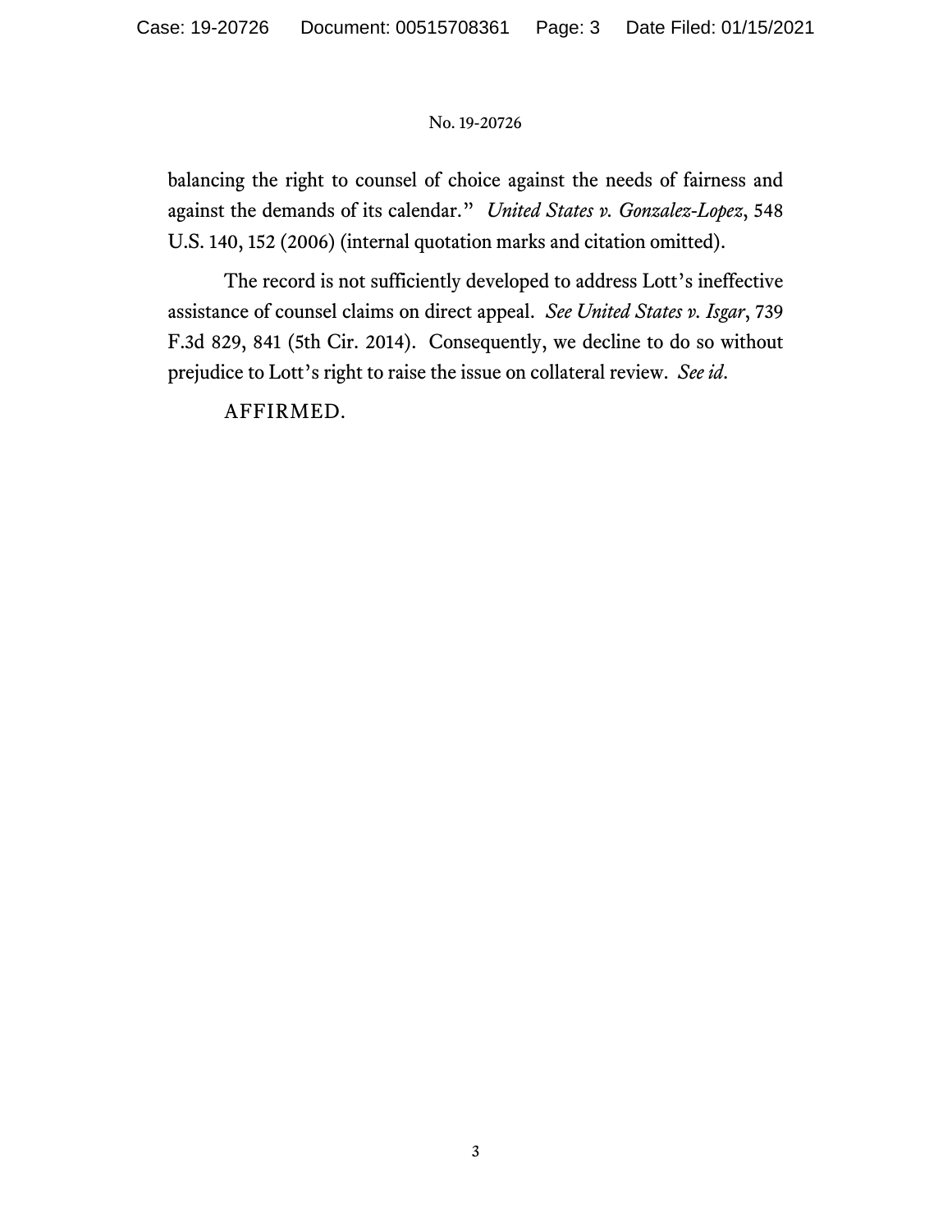balancing the right to counsel of choice against the needs of fairness and against the demands of its calendar." *United States v. Gonzalez-Lopez*, 548 U.S. 140, 152 (2006) (internal quotation marks and citation omitted).

The record is not sufficiently developed to address Lott's ineffective assistance of counsel claims on direct appeal. *See United States v. Isgar*, 739 F.3d 829, 841 (5th Cir. 2014). Consequently, we decline to do so without prejudice to Lott's right to raise the issue on collateral review. *See id*.

AFFIRMED.